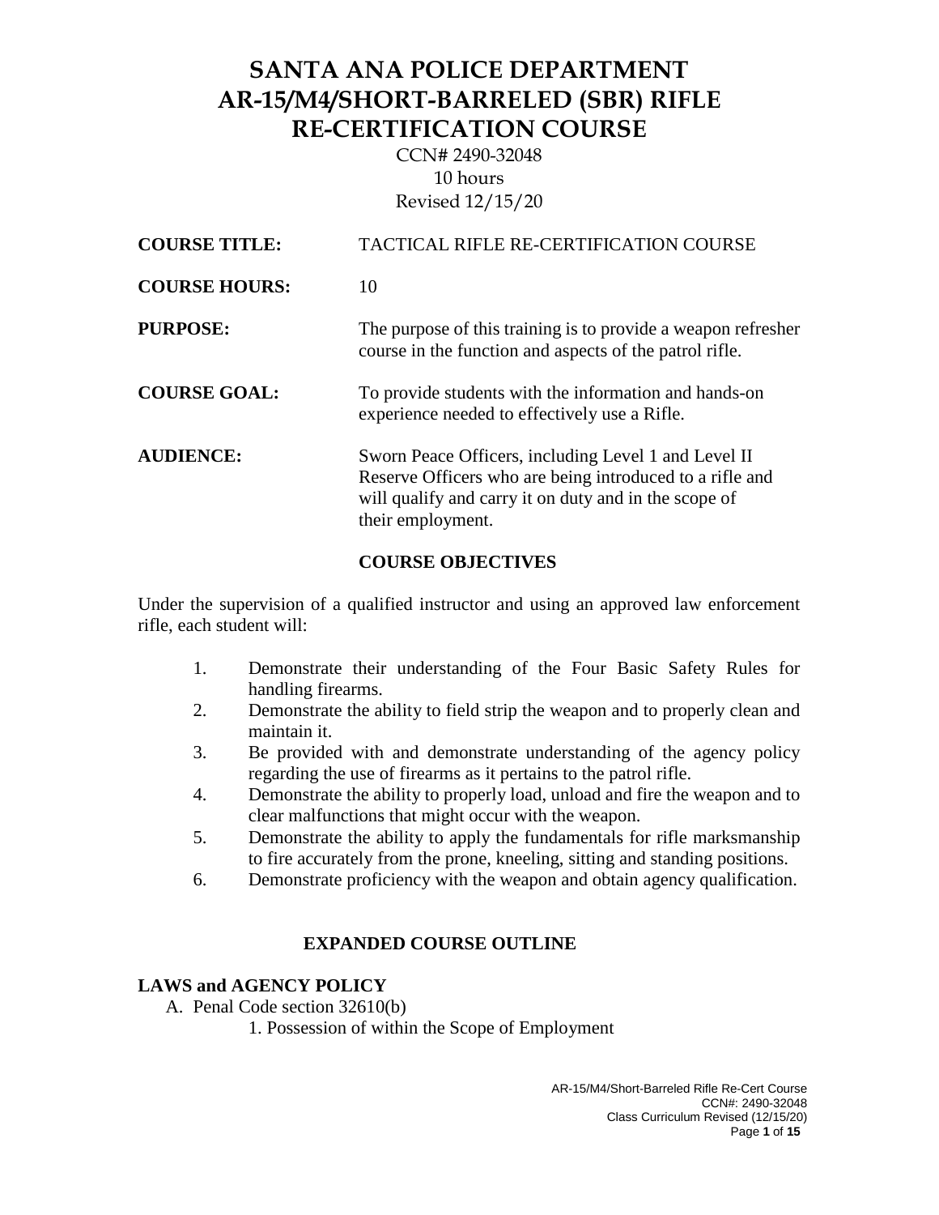# SANTA ANA POLICE DEPARTMENT
# AR-15/M4/SHORT-BARRELED (SBR) RIFLE
# RE-CERTIFICATION COURSE

CCN# 2490-32048
10 hours
Revised 12/15/20

**COURSE TITLE:** TACTICAL RIFLE RE-CERTIFICATION COURSE

**COURSE HOURS:** 10

**PURPOSE:** The purpose of this training is to provide a weapon refresher course in the function and aspects of the patrol rifle.

**COURSE GOAL:** To provide students with the information and hands-on experience needed to effectively use a Rifle.

**AUDIENCE:** Sworn Peace Officers, including Level 1 and Level II Reserve Officers who are being introduced to a rifle and will qualify and carry it on duty and in the scope of their employment.

## COURSE OBJECTIVES

Under the supervision of a qualified instructor and using an approved law enforcement rifle, each student will:

1. Demonstrate their understanding of the Four Basic Safety Rules for handling firearms.
2. Demonstrate the ability to field strip the weapon and to properly clean and maintain it.
3. Be provided with and demonstrate understanding of the agency policy regarding the use of firearms as it pertains to the patrol rifle.
4. Demonstrate the ability to properly load, unload and fire the weapon and to clear malfunctions that might occur with the weapon.
5. Demonstrate the ability to apply the fundamentals for rifle marksmanship to fire accurately from the prone, kneeling, sitting and standing positions.
6. Demonstrate proficiency with the weapon and obtain agency qualification.

## EXPANDED COURSE OUTLINE

### LAWS and AGENCY POLICY

A. Penal Code section 32610(b)
   1. Possession of within the Scope of Employment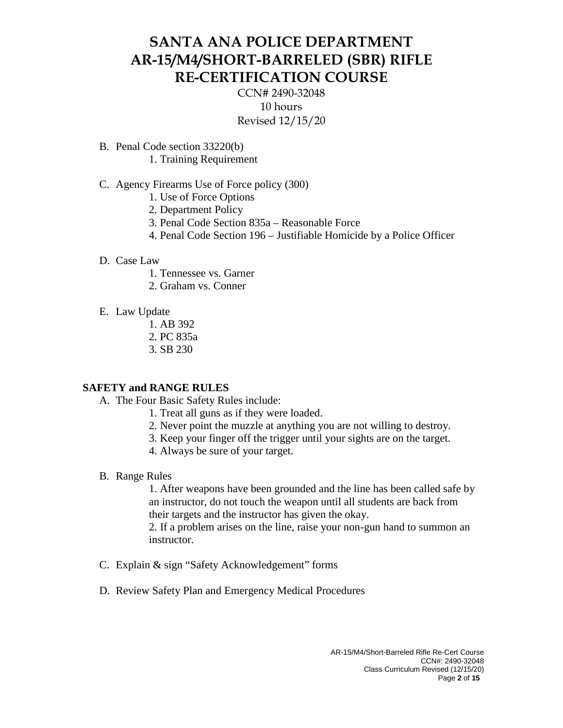# SANTA ANA POLICE DEPARTMENT
# AR-15/M4/SHORT-BARRELED (SBR) RIFLE
# RE-CERTIFICATION COURSE

CCN# 2490-32048
10 hours
Revised 12/15/20

B. Penal Code section 33220(b)
   1. Training Requirement

C. Agency Firearms Use of Force policy (300)
   1. Use of Force Options
   2. Department Policy
   3. Penal Code Section 835a – Reasonable Force
   4. Penal Code Section 196 – Justifiable Homicide by a Police Officer

D. Case Law
   1. Tennessee vs. Garner
   2. Graham vs. Conner

E. Law Update
   1. AB 392
   2. PC 835a
   3. SB 230

**SAFETY and RANGE RULES**

A. The Four Basic Safety Rules include:
   1. Treat all guns as if they were loaded.
   2. Never point the muzzle at anything you are not willing to destroy.
   3. Keep your finger off the trigger until your sights are on the target.
   4. Always be sure of your target.

B. Range Rules
   1. After weapons have been grounded and the line has been called safe by an instructor, do not touch the weapon until all students are back from their targets and the instructor has given the okay.
   2. If a problem arises on the line, raise your non-gun hand to summon an instructor.

C. Explain & sign "Safety Acknowledgement" forms

D. Review Safety Plan and Emergency Medical Procedures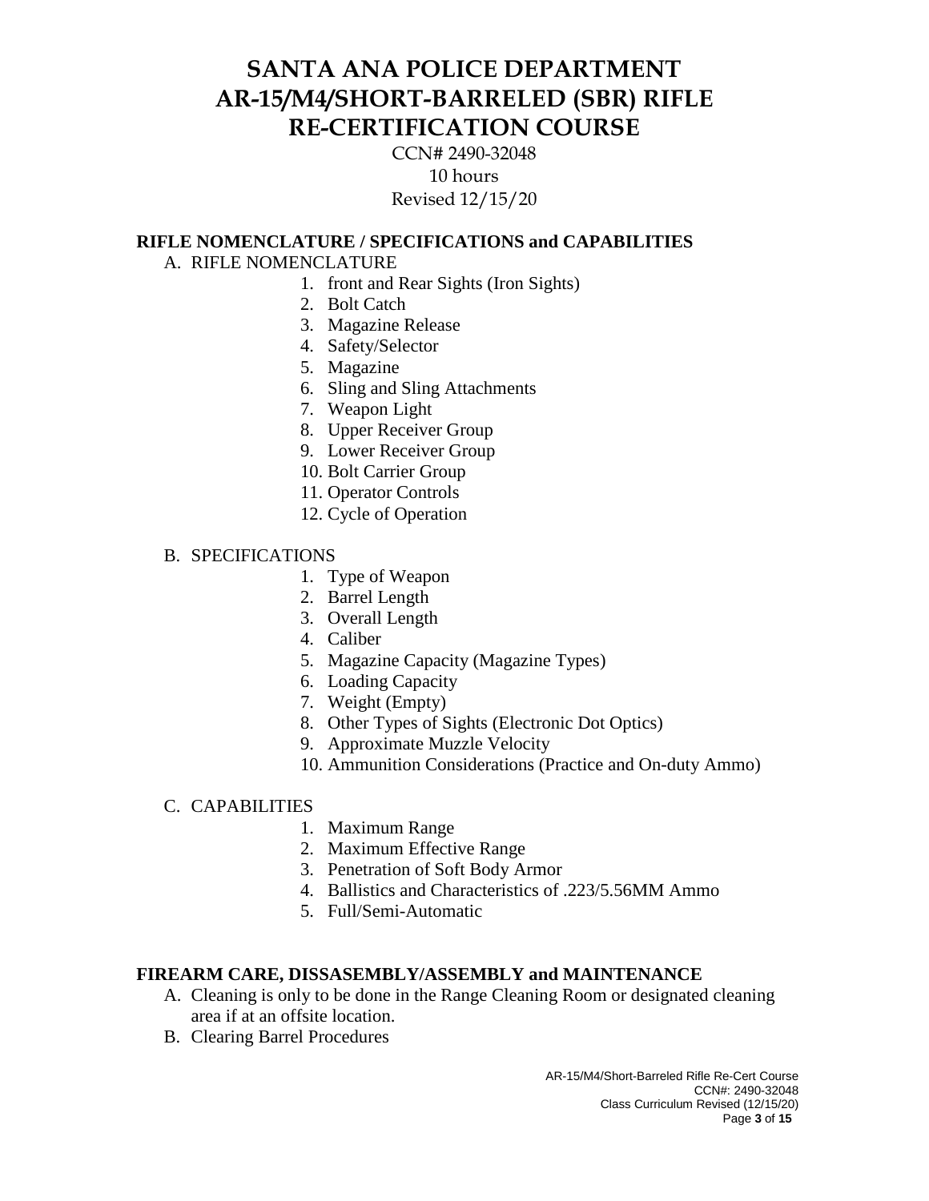# SANTA ANA POLICE DEPARTMENT
# AR-15/M4/SHORT-BARRELED (SBR) RIFLE
# RE-CERTIFICATION COURSE

CCN# 2490-32048
10 hours
Revised 12/15/20

## RIFLE NOMENCLATURE / SPECIFICATIONS and CAPABILITIES

A. RIFLE NOMENCLATURE
   1. front and Rear Sights (Iron Sights)
   2. Bolt Catch
   3. Magazine Release
   4. Safety/Selector
   5. Magazine
   6. Sling and Sling Attachments
   7. Weapon Light
   8. Upper Receiver Group
   9. Lower Receiver Group
   10. Bolt Carrier Group
   11. Operator Controls
   12. Cycle of Operation

B. SPECIFICATIONS
   1. Type of Weapon
   2. Barrel Length
   3. Overall Length
   4. Caliber
   5. Magazine Capacity (Magazine Types)
   6. Loading Capacity
   7. Weight (Empty)
   8. Other Types of Sights (Electronic Dot Optics)
   9. Approximate Muzzle Velocity
   10. Ammunition Considerations (Practice and On-duty Ammo)

C. CAPABILITIES
   1. Maximum Range
   2. Maximum Effective Range
   3. Penetration of Soft Body Armor
   4. Ballistics and Characteristics of .223/5.56MM Ammo
   5. Full/Semi-Automatic

## FIREARM CARE, DISSASEMBLY/ASSEMBLY and MAINTENANCE

A. Cleaning is only to be done in the Range Cleaning Room or designated cleaning area if at an offsite location.
B. Clearing Barrel Procedures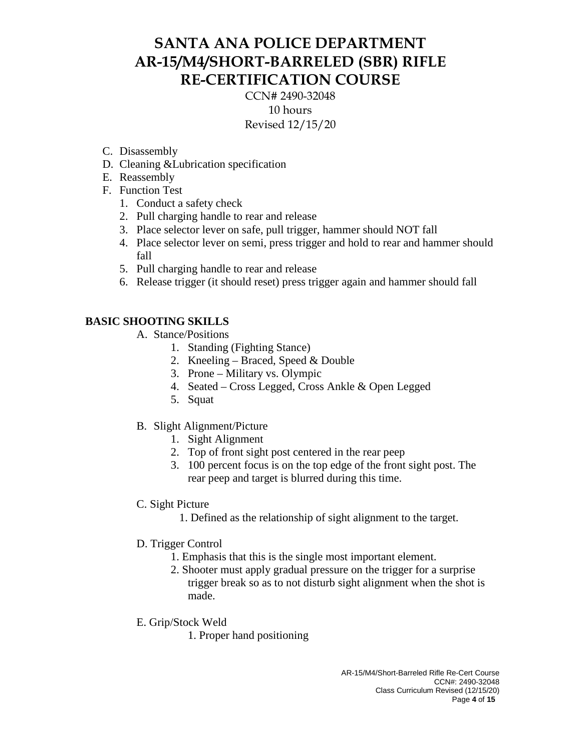C. Disassembly
D. Cleaning &Lubrication specification
E. Reassembly
F. Function Test
   1. Conduct a safety check
   2. Pull charging handle to rear and release
   3. Place selector lever on safe, pull trigger, hammer should NOT fall
   4. Place selector lever on semi, press trigger and hold to rear and hammer should fall
   5. Pull charging handle to rear and release
   6. Release trigger (it should reset) press trigger again and hammer should fall

**BASIC SHOOTING SKILLS**

A. Stance/Positions
   1. Standing (Fighting Stance)
   2. Kneeling – Braced, Speed & Double
   3. Prone – Military vs. Olympic
   4. Seated – Cross Legged, Cross Ankle & Open Legged
   5. Squat

B. Slight Alignment/Picture
   1. Sight Alignment
   2. Top of front sight post centered in the rear peep
   3. 100 percent focus is on the top edge of the front sight post. The rear peep and target is blurred during this time.

C. Sight Picture
   1. Defined as the relationship of sight alignment to the target.

D. Trigger Control
   1. Emphasis that this is the single most important element.
   2. Shooter must apply gradual pressure on the trigger for a surprise trigger break so as to not disturb sight alignment when the shot is made.

E. Grip/Stock Weld
   1. Proper hand positioning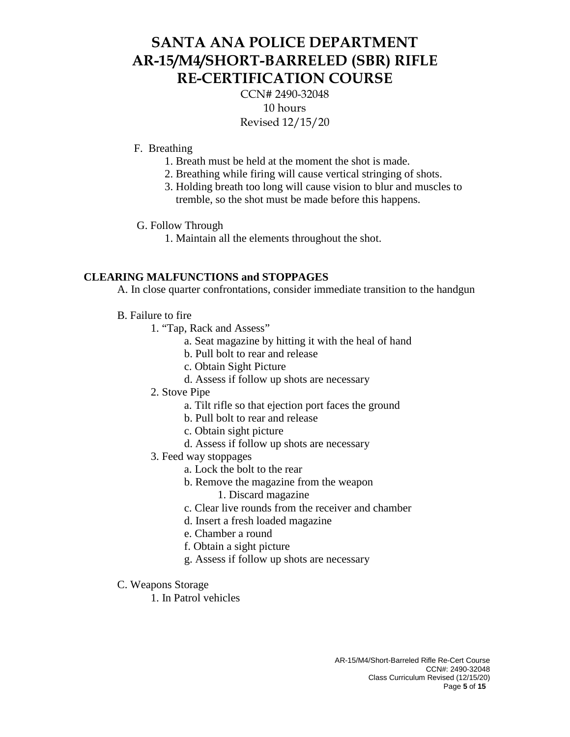F. Breathing

1. Breath must be held at the moment the shot is made.
2. Breathing while firing will cause vertical stringing of shots.
3. Holding breath too long will cause vision to blur and muscles to tremble, so the shot must be made before this happens.

G. Follow Through

1. Maintain all the elements throughout the shot.

**CLEARING MALFUNCTIONS and STOPPAGES**

A. In close quarter confrontations, consider immediate transition to the handgun

B. Failure to fire

1. "Tap, Rack and Assess"
   - a. Seat magazine by hitting it with the heal of hand
   - b. Pull bolt to rear and release
   - c. Obtain Sight Picture
   - d. Assess if follow up shots are necessary
2. Stove Pipe
   - a. Tilt rifle so that ejection port faces the ground
   - b. Pull bolt to rear and release
   - c. Obtain sight picture
   - d. Assess if follow up shots are necessary
3. Feed way stoppages
   - a. Lock the bolt to the rear
   - b. Remove the magazine from the weapon
     - 1. Discard magazine
   - c. Clear live rounds from the receiver and chamber
   - d. Insert a fresh loaded magazine
   - e. Chamber a round
   - f. Obtain a sight picture
   - g. Assess if follow up shots are necessary

C. Weapons Storage

1. In Patrol vehicles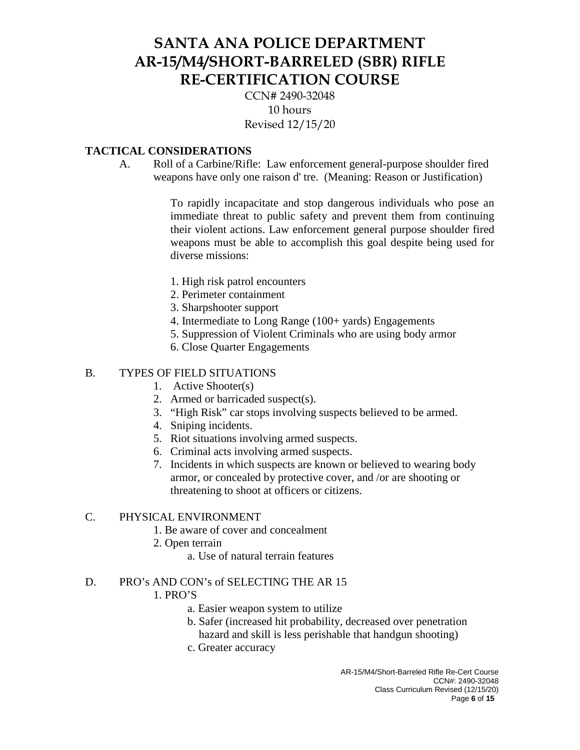# SANTA ANA POLICE DEPARTMENT
# AR-15/M4/SHORT-BARRELED (SBR) RIFLE
# RE-CERTIFICATION COURSE

CCN# 2490-32048
10 hours
Revised 12/15/20

## TACTICAL CONSIDERATIONS

A. Roll of a Carbine/Rifle: Law enforcement general-purpose shoulder fired weapons have only one raison d' tre. (Meaning: Reason or Justification)

To rapidly incapacitate and stop dangerous individuals who pose an immediate threat to public safety and prevent them from continuing their violent actions. Law enforcement general purpose shoulder fired weapons must be able to accomplish this goal despite being used for diverse missions:

1. High risk patrol encounters
2. Perimeter containment
3. Sharpshooter support
4. Intermediate to Long Range (100+ yards) Engagements
5. Suppression of Violent Criminals who are using body armor
6. Close Quarter Engagements

B. TYPES OF FIELD SITUATIONS

1. Active Shooter(s)
2. Armed or barricaded suspect(s).
3. "High Risk" car stops involving suspects believed to be armed.
4. Sniping incidents.
5. Riot situations involving armed suspects.
6. Criminal acts involving armed suspects.
7. Incidents in which suspects are known or believed to wearing body armor, or concealed by protective cover, and /or are shooting or threatening to shoot at officers or citizens.

C. PHYSICAL ENVIRONMENT

1. Be aware of cover and concealment
2. Open terrain
    a. Use of natural terrain features

D. PRO's AND CON's of SELECTING THE AR 15

1. PRO'S
    a. Easier weapon system to utilize
    b. Safer (increased hit probability, decreased over penetration hazard and skill is less perishable that handgun shooting)
    c. Greater accuracy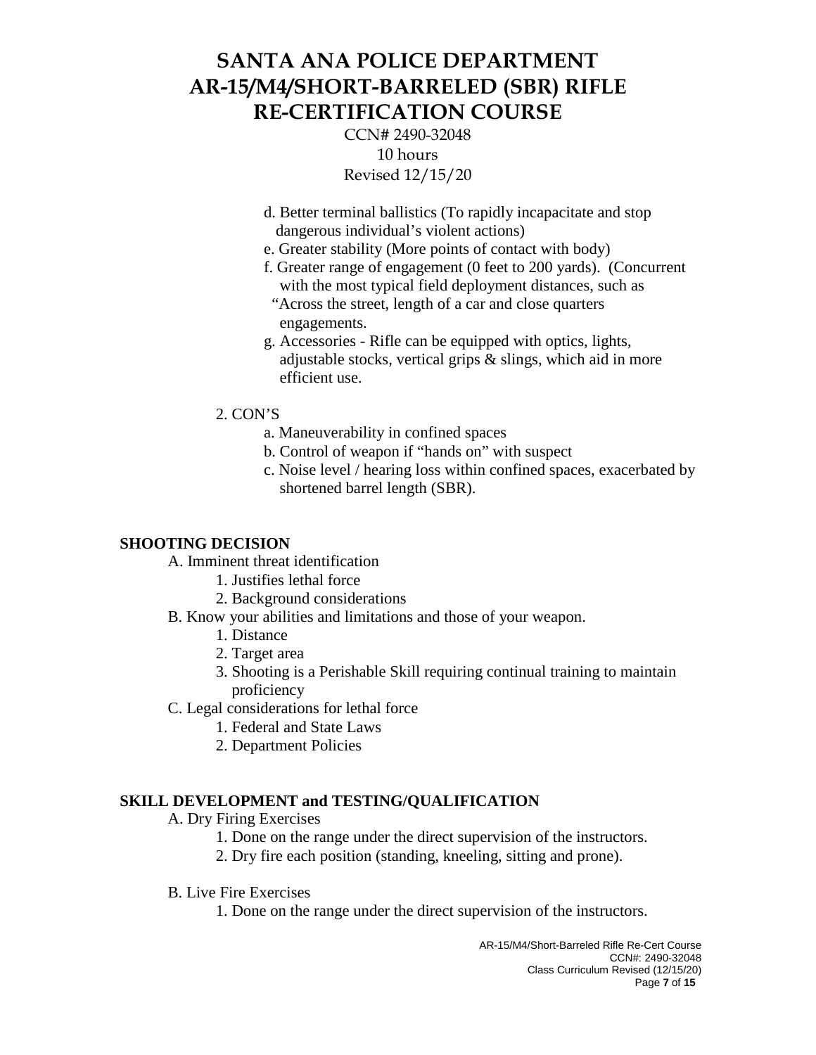d. Better terminal ballistics (To rapidly incapacitate and stop dangerous individual's violent actions)
e. Greater stability (More points of contact with body)
f. Greater range of engagement (0 feet to 200 yards). (Concurrent with the most typical field deployment distances, such as "Across the street, length of a car and close quarters engagements.
g. Accessories - Rifle can be equipped with optics, lights, adjustable stocks, vertical grips & slings, which aid in more efficient use.

2. CON'S
   a. Maneuverability in confined spaces
   b. Control of weapon if "hands on" with suspect
   c. Noise level / hearing loss within confined spaces, exacerbated by shortened barrel length (SBR).

**SHOOTING DECISION**

A. Imminent threat identification
   1. Justifies lethal force
   2. Background considerations

B. Know your abilities and limitations and those of your weapon.
   1. Distance
   2. Target area
   3. Shooting is a Perishable Skill requiring continual training to maintain proficiency

C. Legal considerations for lethal force
   1. Federal and State Laws
   2. Department Policies

**SKILL DEVELOPMENT and TESTING/QUALIFICATION**

A. Dry Firing Exercises
   1. Done on the range under the direct supervision of the instructors.
   2. Dry fire each position (standing, kneeling, sitting and prone).

B. Live Fire Exercises
   1. Done on the range under the direct supervision of the instructors.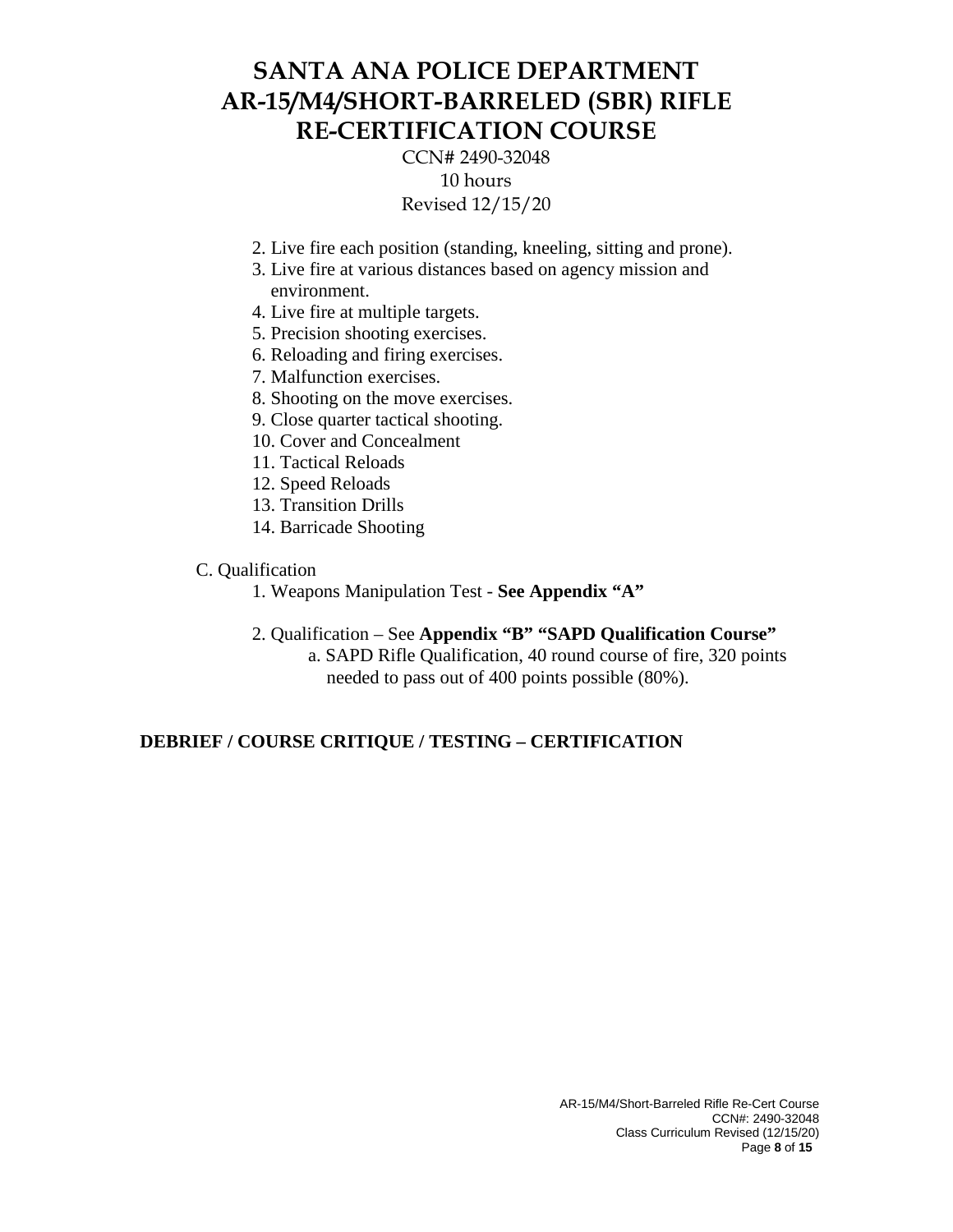# SANTA ANA POLICE DEPARTMENT
# AR-15/M4/SHORT-BARRELED (SBR) RIFLE
# RE-CERTIFICATION COURSE

CCN# 2490-32048
10 hours
Revised 12/15/20

2. Live fire each position (standing, kneeling, sitting and prone).
3. Live fire at various distances based on agency mission and environment.
4. Live fire at multiple targets.
5. Precision shooting exercises.
6. Reloading and firing exercises.
7. Malfunction exercises.
8. Shooting on the move exercises.
9. Close quarter tactical shooting.
10. Cover and Concealment
11. Tactical Reloads
12. Speed Reloads
13. Transition Drills
14. Barricade Shooting

C. Qualification

1. Weapons Manipulation Test - **See Appendix "A"**

2. Qualification – See **Appendix "B" "SAPD Qualification Course"**
   a. SAPD Rifle Qualification, 40 round course of fire, 320 points needed to pass out of 400 points possible (80%).

**DEBRIEF / COURSE CRITIQUE / TESTING – CERTIFICATION**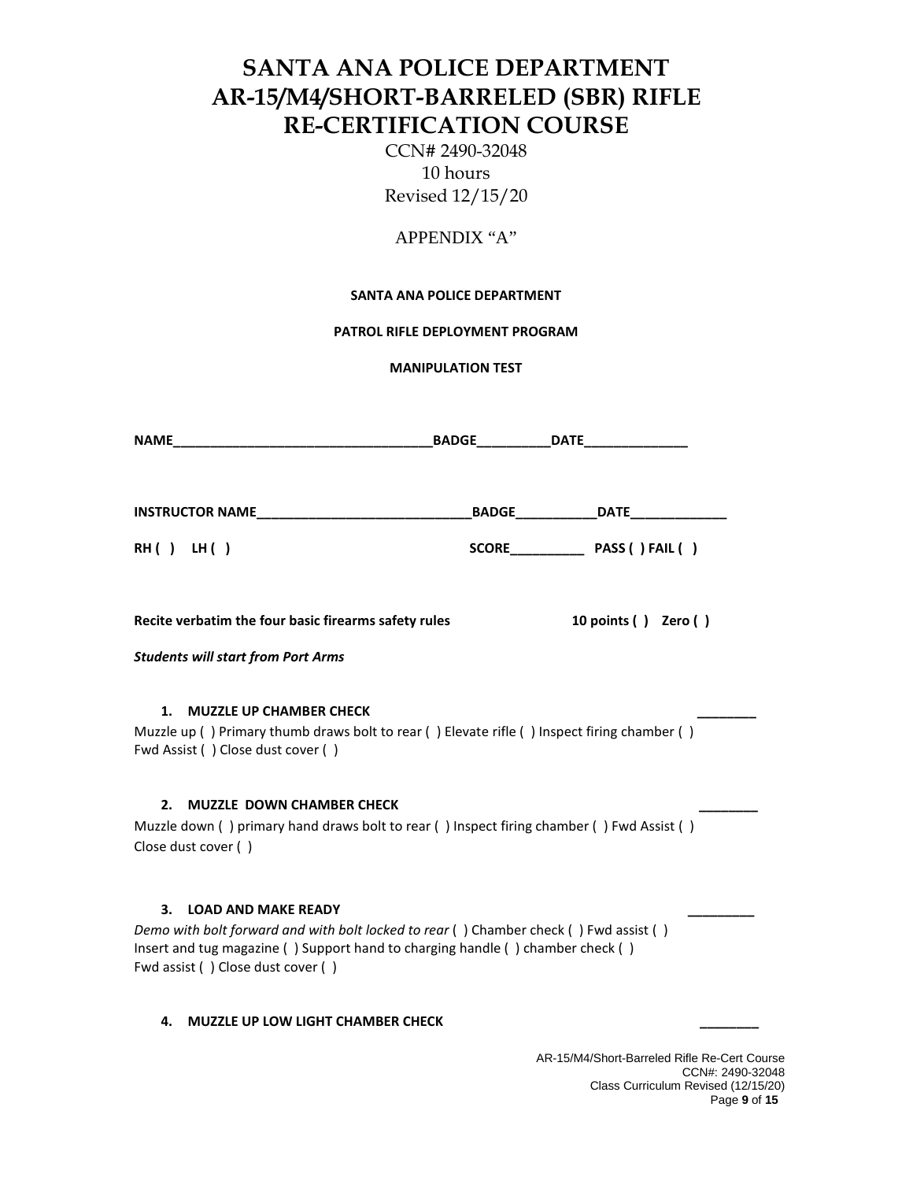# SANTA ANA POLICE DEPARTMENT
# AR-15/M4/SHORT-BARRELED (SBR) RIFLE
# RE-CERTIFICATION COURSE

CCN# 2490-32048
10 hours
Revised 12/15/20

APPENDIX "A"

**SANTA ANA POLICE DEPARTMENT**

**PATROL RIFLE DEPLOYMENT PROGRAM**

**MANIPULATION TEST**

**NAME**___________________________________**BADGE**__________**DATE**______________

**INSTRUCTOR NAME**_____________________________**BADGE**___________**DATE**_____________

**RH ( ) LH ( )** **SCORE**__________ **PASS ( ) FAIL ( )**

**Recite verbatim the four basic firearms safety rules** **10 points ( ) Zero ( )**

***Students will start from Port Arms***

**1. MUZZLE UP CHAMBER CHECK** ________

Muzzle up ( ) Primary thumb draws bolt to rear ( ) Elevate rifle ( ) Inspect firing chamber ( ) Fwd Assist ( ) Close dust cover ( )

**2. MUZZLE DOWN CHAMBER CHECK** ________

Muzzle down ( ) primary hand draws bolt to rear ( ) Inspect firing chamber ( ) Fwd Assist ( ) Close dust cover ( )

**3. LOAD AND MAKE READY** _________

*Demo with bolt forward and with bolt locked to rear* ( ) Chamber check ( ) Fwd assist ( ) Insert and tug magazine ( ) Support hand to charging handle ( ) chamber check ( ) Fwd assist ( ) Close dust cover ( )

**4. MUZZLE UP LOW LIGHT CHAMBER CHECK** ________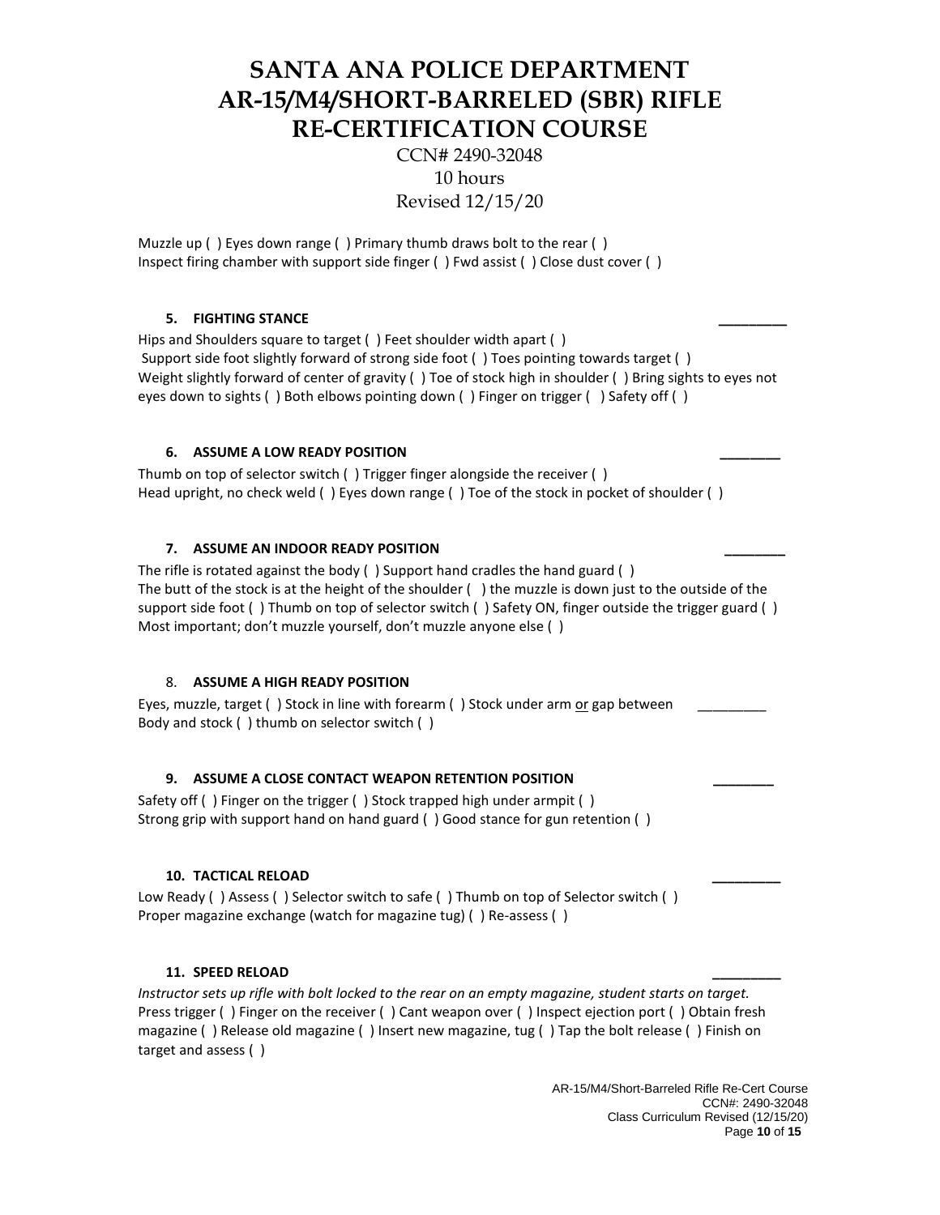# SANTA ANA POLICE DEPARTMENT
# AR-15/M4/SHORT-BARRELED (SBR) RIFLE
# RE-CERTIFICATION COURSE

CCN# 2490-32048
10 hours
Revised 12/15/20

Muzzle up ( ) Eyes down range ( ) Primary thumb draws bolt to the rear ( )
Inspect firing chamber with support side finger ( ) Fwd assist ( ) Close dust cover ( )

**5. FIGHTING STANCE** _________

Hips and Shoulders square to target ( ) Feet shoulder width apart ( )
Support side foot slightly forward of strong side foot ( ) Toes pointing towards target ( )
Weight slightly forward of center of gravity ( ) Toe of stock high in shoulder ( ) Bring sights to eyes not eyes down to sights ( ) Both elbows pointing down ( ) Finger on trigger ( ) Safety off ( )

**6. ASSUME A LOW READY POSITION** ________

Thumb on top of selector switch ( ) Trigger finger alongside the receiver ( )
Head upright, no check weld ( ) Eyes down range ( ) Toe of the stock in pocket of shoulder ( )

**7. ASSUME AN INDOOR READY POSITION** ________

The rifle is rotated against the body ( ) Support hand cradles the hand guard ( )
The butt of the stock is at the height of the shoulder ( ) the muzzle is down just to the outside of the support side foot ( ) Thumb on top of selector switch ( ) Safety ON, finger outside the trigger guard ( )
Most important; don't muzzle yourself, don't muzzle anyone else ( )

8. **ASSUME A HIGH READY POSITION**

Eyes, muzzle, target ( ) Stock in line with forearm ( ) Stock under arm or gap between _________
Body and stock ( ) thumb on selector switch ( )

**9. ASSUME A CLOSE CONTACT WEAPON RETENTION POSITION** ________

Safety off ( ) Finger on the trigger ( ) Stock trapped high under armpit ( )
Strong grip with support hand on hand guard ( ) Good stance for gun retention ( )

**10. TACTICAL RELOAD** _________

Low Ready ( ) Assess ( ) Selector switch to safe ( ) Thumb on top of Selector switch ( )
Proper magazine exchange (watch for magazine tug) ( ) Re-assess ( )

**11. SPEED RELOAD** _________

*Instructor sets up rifle with bolt locked to the rear on an empty magazine, student starts on target.*
Press trigger ( ) Finger on the receiver ( ) Cant weapon over ( ) Inspect ejection port ( ) Obtain fresh magazine ( ) Release old magazine ( ) Insert new magazine, tug ( ) Tap the bolt release ( ) Finish on target and assess ( )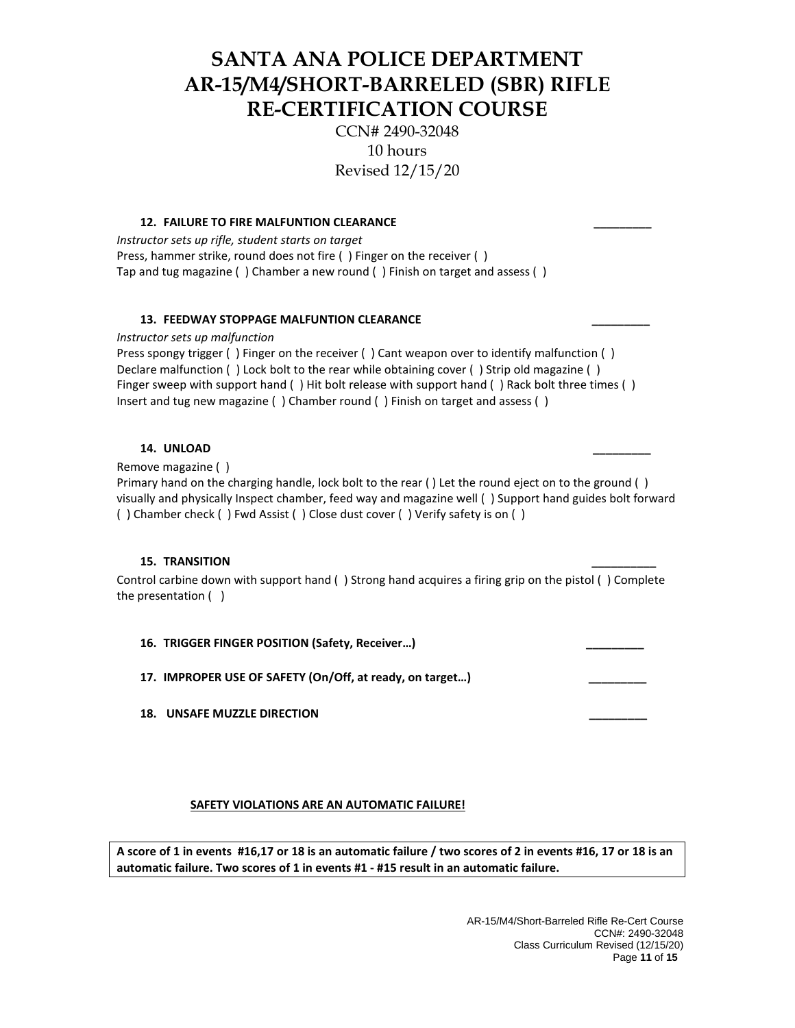# SANTA ANA POLICE DEPARTMENT
# AR-15/M4/SHORT-BARRELED (SBR) RIFLE
# RE-CERTIFICATION COURSE

CCN# 2490-32048
10 hours
Revised 12/15/20

**12. FAILURE TO FIRE MALFUNTION CLEARANCE** _________

*Instructor sets up rifle, student starts on target*
Press, hammer strike, round does not fire ( ) Finger on the receiver ( )
Tap and tug magazine ( ) Chamber a new round ( ) Finish on target and assess ( )

**13. FEEDWAY STOPPAGE MALFUNTION CLEARANCE** _________

*Instructor sets up malfunction*
Press spongy trigger ( ) Finger on the receiver ( ) Cant weapon over to identify malfunction ( )
Declare malfunction ( ) Lock bolt to the rear while obtaining cover ( ) Strip old magazine ( )
Finger sweep with support hand ( ) Hit bolt release with support hand ( ) Rack bolt three times ( )
Insert and tug new magazine ( ) Chamber round ( ) Finish on target and assess ( )

**14. UNLOAD** _________

Remove magazine ( )
Primary hand on the charging handle, lock bolt to the rear ( ) Let the round eject on to the ground ( ) visually and physically Inspect chamber, feed way and magazine well ( ) Support hand guides bolt forward ( ) Chamber check ( ) Fwd Assist ( ) Close dust cover ( ) Verify safety is on ( )

**15. TRANSITION** __________

Control carbine down with support hand ( ) Strong hand acquires a firing grip on the pistol ( ) Complete the presentation ( )

**16. TRIGGER FINGER POSITION (Safety, Receiver…)** _________

**17. IMPROPER USE OF SAFETY (On/Off, at ready, on target…)** _________

**18. UNSAFE MUZZLE DIRECTION** _________

**SAFETY VIOLATIONS ARE AN AUTOMATIC FAILURE!**

**A score of 1 in events #16,17 or 18 is an automatic failure / two scores of 2 in events #16, 17 or 18 is an automatic failure. Two scores of 1 in events #1 - #15 result in an automatic failure.**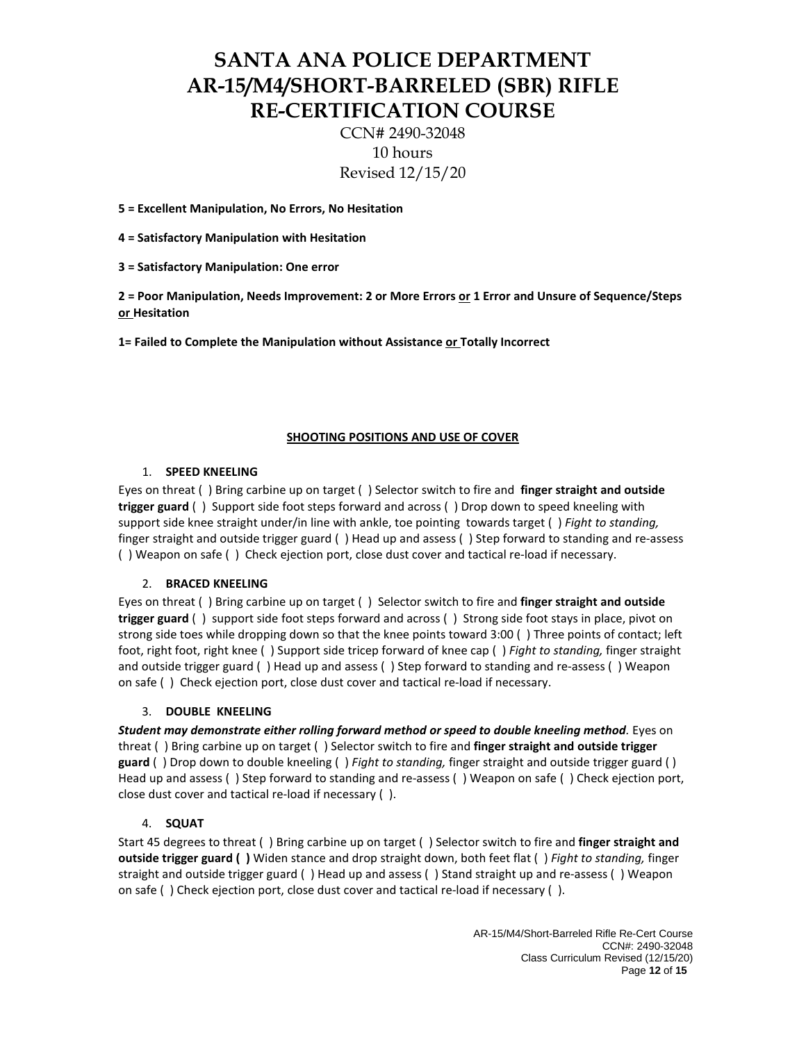# SANTA ANA POLICE DEPARTMENT
# AR-15/M4/SHORT-BARRELED (SBR) RIFLE
# RE-CERTIFICATION COURSE

CCN# 2490-32048
10 hours
Revised 12/15/20

**5 = Excellent Manipulation, No Errors, No Hesitation**

**4 = Satisfactory Manipulation with Hesitation**

**3 = Satisfactory Manipulation: One error**

**2 = Poor Manipulation, Needs Improvement: 2 or More Errors <u>or</u> 1 Error and Unsure of Sequence/Steps <u>or</u> Hesitation**

**1= Failed to Complete the Manipulation without Assistance <u>or</u> Totally Incorrect**

## <u>SHOOTING POSITIONS AND USE OF COVER</u>

1. **SPEED KNEELING**

Eyes on threat ( ) Bring carbine up on target ( ) Selector switch to fire and **finger straight and outside trigger guard** ( ) Support side foot steps forward and across ( ) Drop down to speed kneeling with support side knee straight under/in line with ankle, toe pointing towards target ( ) *Fight to standing,* finger straight and outside trigger guard ( ) Head up and assess ( ) Step forward to standing and re-assess ( ) Weapon on safe ( ) Check ejection port, close dust cover and tactical re-load if necessary.

2. **BRACED KNEELING**

Eyes on threat ( ) Bring carbine up on target ( ) Selector switch to fire and **finger straight and outside trigger guard** ( ) support side foot steps forward and across ( ) Strong side foot stays in place, pivot on strong side toes while dropping down so that the knee points toward 3:00 ( ) Three points of contact; left foot, right foot, right knee ( ) Support side tricep forward of knee cap ( ) *Fight to standing,* finger straight and outside trigger guard ( ) Head up and assess ( ) Step forward to standing and re-assess ( ) Weapon on safe ( ) Check ejection port, close dust cover and tactical re-load if necessary.

3. **DOUBLE KNEELING**

***Student may demonstrate either rolling forward method or speed to double kneeling method***. Eyes on threat ( ) Bring carbine up on target ( ) Selector switch to fire and **finger straight and outside trigger guard** ( ) Drop down to double kneeling ( ) *Fight to standing,* finger straight and outside trigger guard ( ) Head up and assess ( ) Step forward to standing and re-assess ( ) Weapon on safe ( ) Check ejection port, close dust cover and tactical re-load if necessary ( ).

4. **SQUAT**

Start 45 degrees to threat ( ) Bring carbine up on target ( ) Selector switch to fire and **finger straight and outside trigger guard ( )** Widen stance and drop straight down, both feet flat ( ) *Fight to standing,* finger straight and outside trigger guard ( ) Head up and assess ( ) Stand straight up and re-assess ( ) Weapon on safe ( ) Check ejection port, close dust cover and tactical re-load if necessary ( ).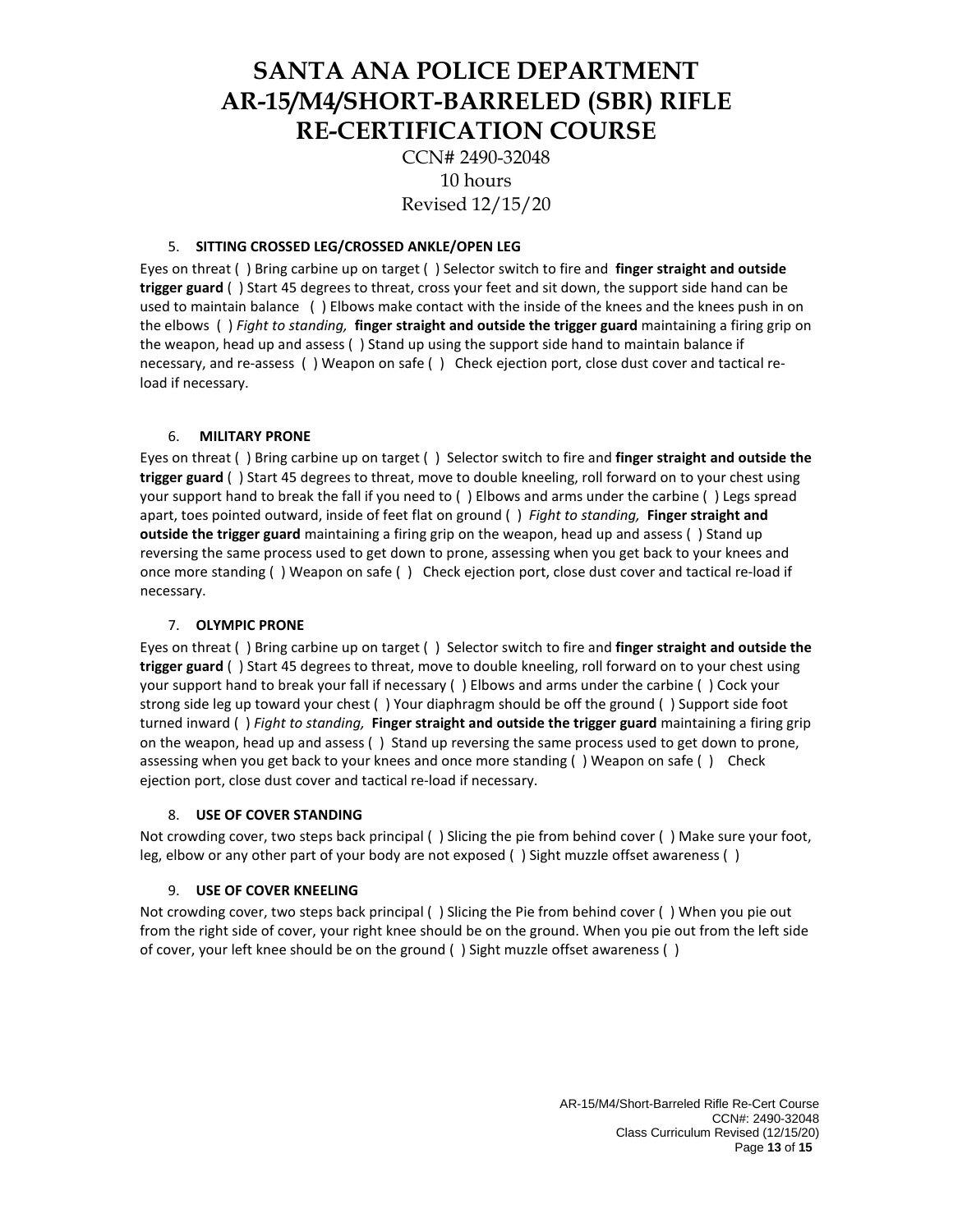# SANTA ANA POLICE DEPARTMENT
# AR-15/M4/SHORT-BARRELED (SBR) RIFLE
# RE-CERTIFICATION COURSE

CCN# 2490-32048
10 hours
Revised 12/15/20

5. **SITTING CROSSED LEG/CROSSED ANKLE/OPEN LEG**

Eyes on threat ( ) Bring carbine up on target ( ) Selector switch to fire and **finger straight and outside trigger guard** ( ) Start 45 degrees to threat, cross your feet and sit down, the support side hand can be used to maintain balance ( ) Elbows make contact with the inside of the knees and the knees push in on the elbows ( ) *Fight to standing,* **finger straight and outside the trigger guard** maintaining a firing grip on the weapon, head up and assess ( ) Stand up using the support side hand to maintain balance if necessary, and re-assess ( ) Weapon on safe ( ) Check ejection port, close dust cover and tactical re-load if necessary.

6. **MILITARY PRONE**

Eyes on threat ( ) Bring carbine up on target ( ) Selector switch to fire and **finger straight and outside the trigger guard** ( ) Start 45 degrees to threat, move to double kneeling, roll forward on to your chest using your support hand to break the fall if you need to ( ) Elbows and arms under the carbine ( ) Legs spread apart, toes pointed outward, inside of feet flat on ground ( ) *Fight to standing,* **Finger straight and outside the trigger guard** maintaining a firing grip on the weapon, head up and assess ( ) Stand up reversing the same process used to get down to prone, assessing when you get back to your knees and once more standing ( ) Weapon on safe ( ) Check ejection port, close dust cover and tactical re-load if necessary.

7. **OLYMPIC PRONE**

Eyes on threat ( ) Bring carbine up on target ( ) Selector switch to fire and **finger straight and outside the trigger guard** ( ) Start 45 degrees to threat, move to double kneeling, roll forward on to your chest using your support hand to break your fall if necessary ( ) Elbows and arms under the carbine ( ) Cock your strong side leg up toward your chest ( ) Your diaphragm should be off the ground ( ) Support side foot turned inward ( ) *Fight to standing,* **Finger straight and outside the trigger guard** maintaining a firing grip on the weapon, head up and assess ( ) Stand up reversing the same process used to get down to prone, assessing when you get back to your knees and once more standing ( ) Weapon on safe ( ) Check ejection port, close dust cover and tactical re-load if necessary.

8. **USE OF COVER STANDING**

Not crowding cover, two steps back principal ( ) Slicing the pie from behind cover ( ) Make sure your foot, leg, elbow or any other part of your body are not exposed ( ) Sight muzzle offset awareness ( )

9. **USE OF COVER KNEELING**

Not crowding cover, two steps back principal ( ) Slicing the Pie from behind cover ( ) When you pie out from the right side of cover, your right knee should be on the ground. When you pie out from the left side of cover, your left knee should be on the ground ( ) Sight muzzle offset awareness ( )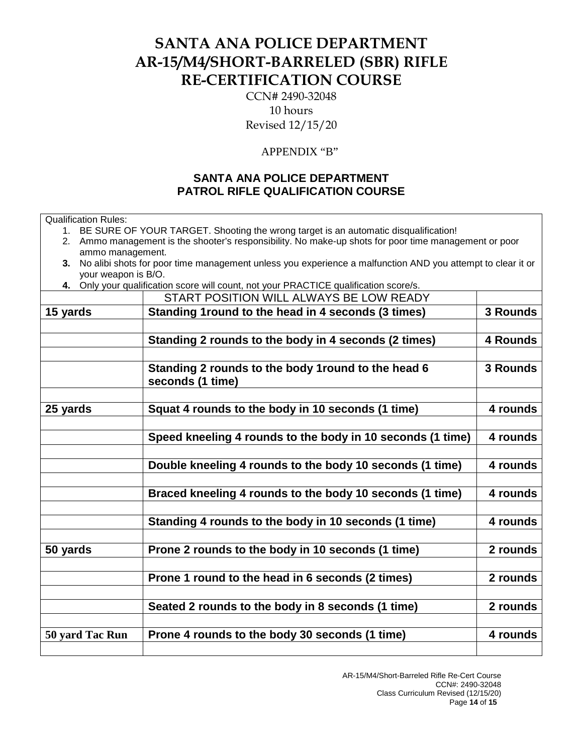# SANTA ANA POLICE DEPARTMENT
# AR-15/M4/SHORT-BARRELED (SBR) RIFLE
# RE-CERTIFICATION COURSE

CCN# 2490-32048
10 hours
Revised 12/15/20

APPENDIX "B"

## SANTA ANA POLICE DEPARTMENT
## PATROL RIFLE QUALIFICATION COURSE

Qualification Rules:

1. BE SURE OF YOUR TARGET. Shooting the wrong target is an automatic disqualification!
2. Ammo management is the shooter's responsibility. No make-up shots for poor time management or poor ammo management.
3. No alibi shots for poor time management unless you experience a malfunction AND you attempt to clear it or your weapon is B/O.
4. Only your qualification score will count, not your PRACTICE qualification score/s.

| | START POSITION WILL ALWAYS BE LOW READY | |
|---|---|---|
| **15 yards** | **Standing 1round to the head in 4 seconds (3 times)** | **3 Rounds** |
| | | |
| | **Standing 2 rounds to the body in 4 seconds (2 times)** | **4 Rounds** |
| | | |
| | **Standing 2 rounds to the body 1round to the head 6 seconds (1 time)** | **3 Rounds** |
| | | |
| **25 yards** | **Squat 4 rounds to the body in 10 seconds (1 time)** | **4 rounds** |
| | | |
| | **Speed kneeling 4 rounds to the body in 10 seconds (1 time)** | **4 rounds** |
| | | |
| | **Double kneeling 4 rounds to the body 10 seconds (1 time)** | **4 rounds** |
| | | |
| | **Braced kneeling 4 rounds to the body 10 seconds (1 time)** | **4 rounds** |
| | | |
| | **Standing 4 rounds to the body in 10 seconds (1 time)** | **4 rounds** |
| | | |
| **50 yards** | **Prone 2 rounds to the body in 10 seconds (1 time)** | **2 rounds** |
| | | |
| | **Prone 1 round to the head in 6 seconds (2 times)** | **2 rounds** |
| | | |
| | **Seated 2 rounds to the body in 8 seconds (1 time)** | **2 rounds** |
| | | |
| **50 yard Tac Run** | **Prone 4 rounds to the body 30 seconds (1 time)** | **4 rounds** |
| | | |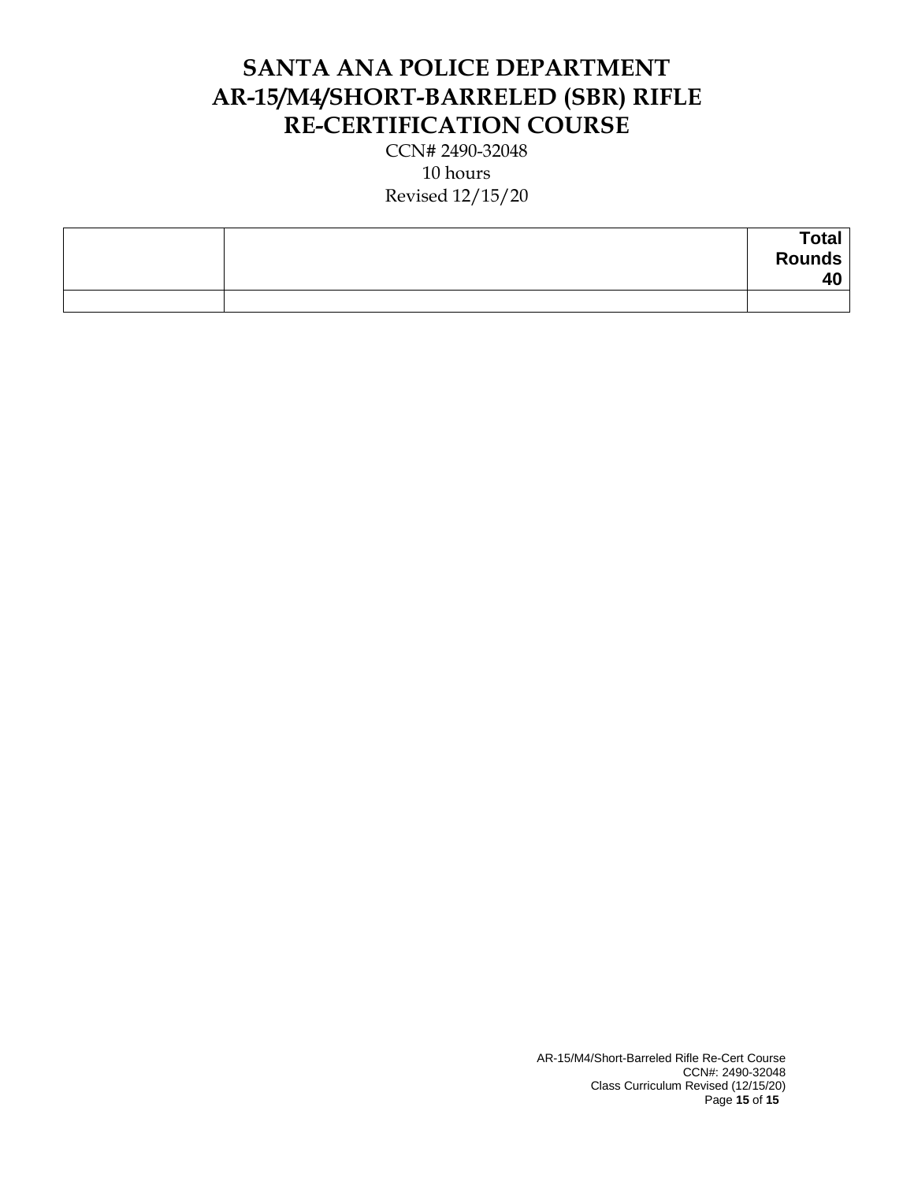# SANTA ANA POLICE DEPARTMENT
# AR-15/M4/SHORT-BARRELED (SBR) RIFLE
# RE-CERTIFICATION COURSE

CCN# 2490-32048

10 hours

Revised 12/15/20

| | | **Total Rounds 40** |
|---|---|---|
| | | |